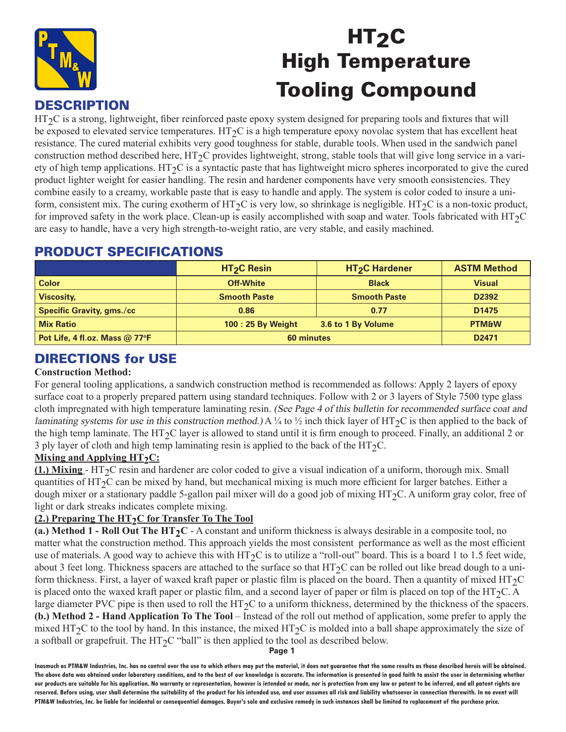# $HT_2C$ High Temperature Tooling Compound

## DESCRIPTION

$HT_2C$ is a strong, lightweight, fiber reinforced paste epoxy system designed for preparing tools and fixtures that will be exposed to elevated service temperatures. $HT_2C$ is a high temperature epoxy novolac system that has excellent heat resistance. The cured material exhibits very good toughness for stable, durable tools. When used in the sandwich panel construction method described here, $HT_2C$ provides lightweight, strong, stable tools that will give long service in a variety of high temp applications. $HT_2C$ is a syntactic paste that has lightweight micro spheres incorporated to give the cured product lighter weight for easier handling. The resin and hardener components have very smooth consistencies. They combine easily to a creamy, workable paste that is easy to handle and apply. The system is color coded to insure a uniform, consistent mix. The curing exotherm of $HT_2C$ is very low, so shrinkage is negligible. $HT_2C$ is a non-toxic product, for improved safety in the work place. Clean-up is easily accomplished with soap and water. Tools fabricated with $HT_2C$ are easy to handle, have a very high strength-to-weight ratio, are very stable, and easily machined.

## PRODUCT SPECIFICATIONS

| | $HT_2C$ Resin | $HT_2C$ Hardener | ASTM Method |
|---|---|---|---|
| Color | Off-White | Black | Visual |
| Viscosity, | Smooth Paste | Smooth Paste | D2392 |
| Specific Gravity, gms./cc | 0.86 | 0.77 | D1475 |
| Mix Ratio | 100 : 25 By Weight | 3.6 to 1 By Volume | PTM&W |
| Pot Life, 4 fl.oz. Mass @ 77°F | 60 minutes | | D2471 |

## DIRECTIONS for USE

**Construction Method:**

For general tooling applications, a sandwich construction method is recommended as follows: Apply 2 layers of epoxy surface coat to a properly prepared pattern using standard techniques. Follow with 2 or 3 layers of Style 7500 type glass cloth impregnated with high temperature laminating resin. *(See Page 4 of this bulletin for recommended surface coat and laminating systems for use in this construction method.)* A ¼ to ½ inch thick layer of $HT_2C$ is then applied to the back of the high temp laminate. The $HT_2C$ layer is allowed to stand until it is firm enough to proceed. Finally, an additional 2 or 3 ply layer of cloth and high temp laminating resin is applied to the back of the $HT_2C$.

**Mixing and Applying $HT_2C$:**

**(1.) Mixing** - $HT_2C$ resin and hardener are color coded to give a visual indication of a uniform, thorough mix. Small quantities of $HT_2C$ can be mixed by hand, but mechanical mixing is much more efficient for larger batches. Either a dough mixer or a stationary paddle 5-gallon pail mixer will do a good job of mixing $HT_2C$. A uniform gray color, free of light or dark streaks indicates complete mixing.

**(2.) Preparing The $HT_2C$ for Transfer To The Tool**

**(a.) Method 1 - Roll Out The $HT_2C$** - A constant and uniform thickness is always desirable in a composite tool, no matter what the construction method. This approach yields the most consistent performance as well as the most efficient use of materials. A good way to achieve this with $HT_2C$ is to utilize a "roll-out" board. This is a board 1 to 1.5 feet wide, about 3 feet long. Thickness spacers are attached to the surface so that $HT_2C$ can be rolled out like bread dough to a uniform thickness. First, a layer of waxed kraft paper or plastic film is placed on the board. Then a quantity of mixed $HT_2C$ is placed onto the waxed kraft paper or plastic film, and a second layer of paper or film is placed on top of the $HT_2C$. A large diameter PVC pipe is then used to roll the $HT_2C$ to a uniform thickness, determined by the thickness of the spacers.

**(b.) Method 2 - Hand Application To The Tool** – Instead of the roll out method of application, some prefer to apply the mixed $HT_2C$ to the tool by hand. In this instance, the mixed $HT_2C$ is molded into a ball shape approximately the size of a softball or grapefruit. The $HT_2C$ "ball" is then applied to the tool as described below.

**Inasmuch as PTM&W Industries, Inc. has no control over the use to which others may put the material, it does not guarantee that the same results as those described hereis will be obtained. The above data was obtained under laboratory conditions, and to the best of our knowledge is accurate. The information is presented in good faith to assist the user in determining whether our products are suitable for his application. No warranty or representation, however is intended or made, nor is protection from any law or patent to be inferred, and all patent rights are reserved. Before using, user shall determine the suitability of the product for his intended use, and user assumes all risk and liability whatsoever in connection therewith. In no event will PTM&W Industries, Inc. be liable for incidental or consequential damages. Buyer's sole and exclusive remedy in such instances shall be limited to replacement of the purchase price.**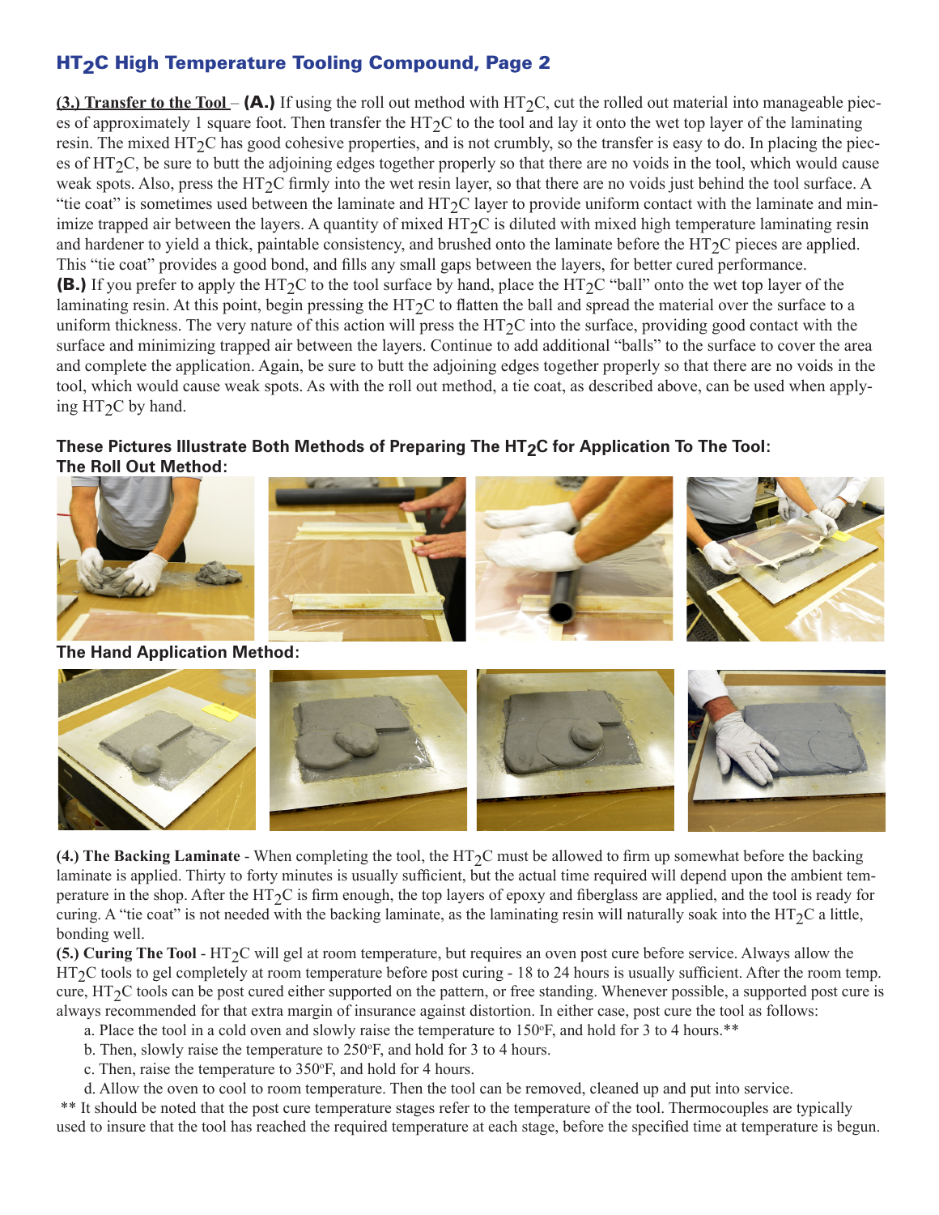## $HT_2C$ High Temperature Tooling Compound, Page 2

**(3.) Transfer to the Tool** – **(A.)** If using the roll out method with $HT_2C$, cut the rolled out material into manageable pieces of approximately 1 square foot. Then transfer the $HT_2C$ to the tool and lay it onto the wet top layer of the laminating resin. The mixed $HT_2C$ has good cohesive properties, and is not crumbly, so the transfer is easy to do. In placing the pieces of $HT_2C$, be sure to butt the adjoining edges together properly so that there are no voids in the tool, which would cause weak spots. Also, press the $HT_2C$ firmly into the wet resin layer, so that there are no voids just behind the tool surface. A "tie coat" is sometimes used between the laminate and $HT_2C$ layer to provide uniform contact with the laminate and minimize trapped air between the layers. A quantity of mixed $HT_2C$ is diluted with mixed high temperature laminating resin and hardener to yield a thick, paintable consistency, and brushed onto the laminate before the $HT_2C$ pieces are applied. This "tie coat" provides a good bond, and fills any small gaps between the layers, for better cured performance.

**(B.)** If you prefer to apply the $HT_2C$ to the tool surface by hand, place the $HT_2C$ "ball" onto the wet top layer of the laminating resin. At this point, begin pressing the $HT_2C$ to flatten the ball and spread the material over the surface to a uniform thickness. The very nature of this action will press the $HT_2C$ into the surface, providing good contact with the surface and minimizing trapped air between the layers. Continue to add additional "balls" to the surface to cover the area and complete the application. Again, be sure to butt the adjoining edges together properly so that there are no voids in the tool, which would cause weak spots. As with the roll out method, a tie coat, as described above, can be used when applying $HT_2C$ by hand.

**These Pictures Illustrate Both Methods of Preparing The $HT_2C$ for Application To The Tool:**

**The Roll Out Method:**

**The Hand Application Method:**

**(4.) The Backing Laminate** - When completing the tool, the $HT_2C$ must be allowed to firm up somewhat before the backing laminate is applied. Thirty to forty minutes is usually sufficient, but the actual time required will depend upon the ambient temperature in the shop. After the $HT_2C$ is firm enough, the top layers of epoxy and fiberglass are applied, and the tool is ready for curing. A "tie coat" is not needed with the backing laminate, as the laminating resin will naturally soak into the $HT_2C$ a little, bonding well.

**(5.) Curing The Tool** - $HT_2C$ will gel at room temperature, but requires an oven post cure before service. Always allow the $HT_2C$ tools to gel completely at room temperature before post curing - 18 to 24 hours is usually sufficient. After the room temp. cure, $HT_2C$ tools can be post cured either supported on the pattern, or free standing. Whenever possible, a supported post cure is always recommended for that extra margin of insurance against distortion. In either case, post cure the tool as follows:

a. Place the tool in a cold oven and slowly raise the temperature to 150°F, and hold for 3 to 4 hours.**

b. Then, slowly raise the temperature to 250°F, and hold for 3 to 4 hours.

c. Then, raise the temperature to 350°F, and hold for 4 hours.

d. Allow the oven to cool to room temperature. Then the tool can be removed, cleaned up and put into service.

** It should be noted that the post cure temperature stages refer to the temperature of the tool. Thermocouples are typically used to insure that the tool has reached the required temperature at each stage, before the specified time at temperature is begun.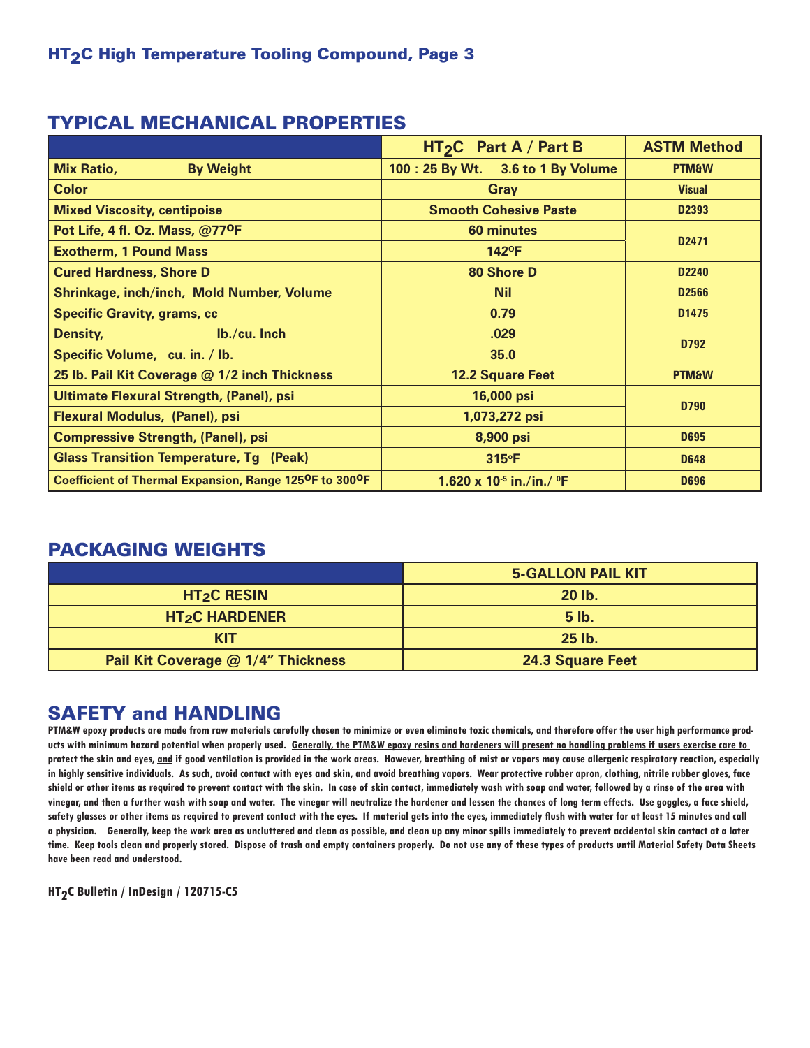## TYPICAL MECHANICAL PROPERTIES

| | $HT_2C$ Part A / Part B | ASTM Method |
|---|---|---|
| **Mix Ratio, By Weight** | **100 : 25 By Wt. 3.6 to 1 By Volume** | **PTM&W** |
| **Color** | **Gray** | **Visual** |
| **Mixed Viscosity, centipoise** | **Smooth Cohesive Paste** | **D2393** |
| **Pot Life, 4 fl. Oz. Mass, @77°F** | **60 minutes** | **D2471** |
| **Exotherm, 1 Pound Mass** | **142°F** | |
| **Cured Hardness, Shore D** | **80 Shore D** | **D2240** |
| **Shrinkage, inch/inch, Mold Number, Volume** | **Nil** | **D2566** |
| **Specific Gravity, grams, cc** | **0.79** | **D1475** |
| **Density, lb./cu. Inch** | **.029** | **D792** |
| **Specific Volume, cu. in. / lb.** | **35.0** | |
| **25 lb. Pail Kit Coverage @ 1/2 inch Thickness** | **12.2 Square Feet** | **PTM&W** |
| **Ultimate Flexural Strength, (Panel), psi** | **16,000 psi** | **D790** |
| **Flexural Modulus, (Panel), psi** | **1,073,272 psi** | |
| **Compressive Strength, (Panel), psi** | **8,900 psi** | **D695** |
| **Glass Transition Temperature, Tg (Peak)** | **315°F** | **D648** |
| **Coefficient of Thermal Expansion, Range 125°F to 300°F** | **$1.620 \times 10^{-5}$ in./in./°F** | **D696** |

## PACKAGING WEIGHTS

| | 5-GALLON PAIL KIT |
|---|---|
| **$HT_2C$ RESIN** | **20 lb.** |
| **$HT_2C$ HARDENER** | **5 lb.** |
| **KIT** | **25 lb.** |
| **Pail Kit Coverage @ 1/4" Thickness** | **24.3 Square Feet** |

## SAFETY and HANDLING

**PTM&W epoxy products are made from raw materials carefully chosen to minimize or even eliminate toxic chemicals, and therefore offer the user high performance products with minimum hazard potential when properly used. Generally, the PTM&W epoxy resins and hardeners will present no handling problems if users exercise care to protect the skin and eyes, and if good ventilation is provided in the work areas. However, breathing of mist or vapors may cause allergenic respiratory reaction, especially in highly sensitive individuals. As such, avoid contact with eyes and skin, and avoid breathing vapors. Wear protective rubber apron, clothing, nitrile rubber gloves, face shield or other items as required to prevent contact with the skin. In case of skin contact, immediately wash with soap and water, followed by a rinse of the area with vinegar, and then a further wash with soap and water. The vinegar will neutralize the hardener and lessen the chances of long term effects. Use goggles, a face shield, safety glasses or other items as required to prevent contact with the eyes. If material gets into the eyes, immediately flush with water for at least 15 minutes and call a physician. Generally, keep the work area as uncluttered and clean as possible, and clean up any minor spills immediately to prevent accidental skin contact at a later time. Keep tools clean and properly stored. Dispose of trash and empty containers properly. Do not use any of these types of products until Material Safety Data Sheets have been read and understood.**

**$HT_2C$ Bulletin / InDesign / 120715-C5**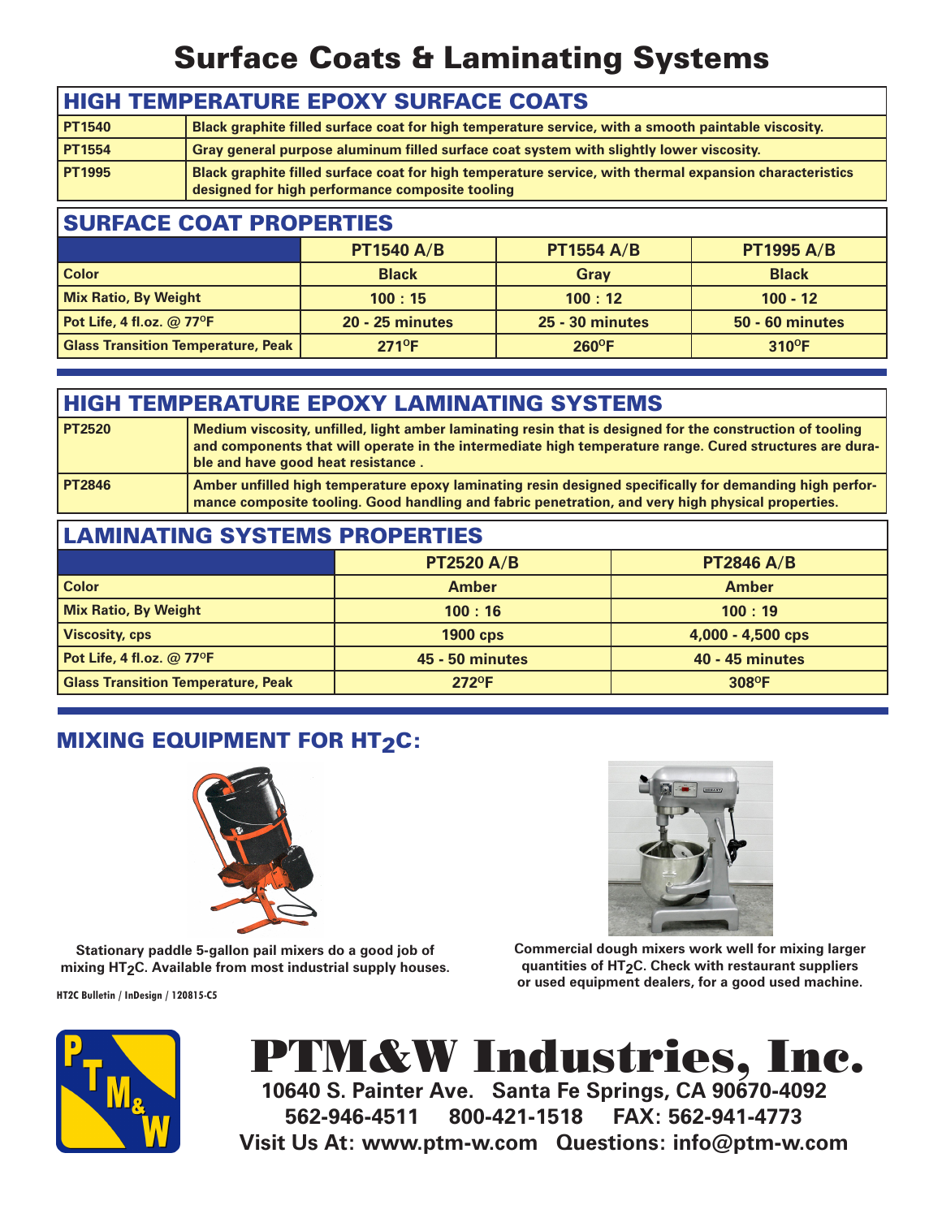# Surface Coats & Laminating Systems

## HIGH TEMPERATURE EPOXY SURFACE COATS

| | |
|---|---|
| PT1540 | Black graphite filled surface coat for high temperature service, with a smooth paintable viscosity. |
| PT1554 | Gray general purpose aluminum filled surface coat system with slightly lower viscosity. |
| PT1995 | Black graphite filled surface coat for high temperature service, with thermal expansion characteristics designed for high performance composite tooling |

## SURFACE COAT PROPERTIES

| | PT1540 A/B | PT1554 A/B | PT1995 A/B |
|---|---|---|---|
| Color | Black | Gray | Black |
| Mix Ratio, By Weight | 100 : 15 | 100 : 12 | 100 - 12 |
| Pot Life, 4 fl.oz. @ 77°F | 20 - 25 minutes | 25 - 30 minutes | 50 - 60 minutes |
| Glass Transition Temperature, Peak | 271°F | 260°F | 310°F |

## HIGH TEMPERATURE EPOXY LAMINATING SYSTEMS

| | |
|---|---|
| PT2520 | Medium viscosity, unfilled, light amber laminating resin that is designed for the construction of tooling and components that will operate in the intermediate high temperature range. Cured structures are durable and have good heat resistance . |
| PT2846 | Amber unfilled high temperature epoxy laminating resin designed specifically for demanding high performance composite tooling. Good handling and fabric penetration, and very high physical properties. |

## LAMINATING SYSTEMS PROPERTIES

| | PT2520 A/B | PT2846 A/B |
|---|---|---|
| Color | Amber | Amber |
| Mix Ratio, By Weight | 100 : 16 | 100 : 19 |
| Viscosity, cps | 1900 cps | 4,000 - 4,500 cps |
| Pot Life, 4 fl.oz. @ 77°F | 45 - 50 minutes | 40 - 45 minutes |
| Glass Transition Temperature, Peak | 272°F | 308°F |

## MIXING EQUIPMENT FOR $HT_2C$:

Stationary paddle 5-gallon pail mixers do a good job of mixing $HT_2C$. Available from most industrial supply houses.

Commercial dough mixers work well for mixing larger quantities of $HT_2C$. Check with restaurant suppliers or used equipment dealers, for a good used machine.

HT2C Bulletin / InDesign / 120815-CS

# PTM&W Industries, Inc.

10640 S. Painter Ave. Santa Fe Springs, CA 90670-4092

562-946-4511 800-421-1518 FAX: 562-941-4773

Visit Us At: www.ptm-w.com Questions: info@ptm-w.com